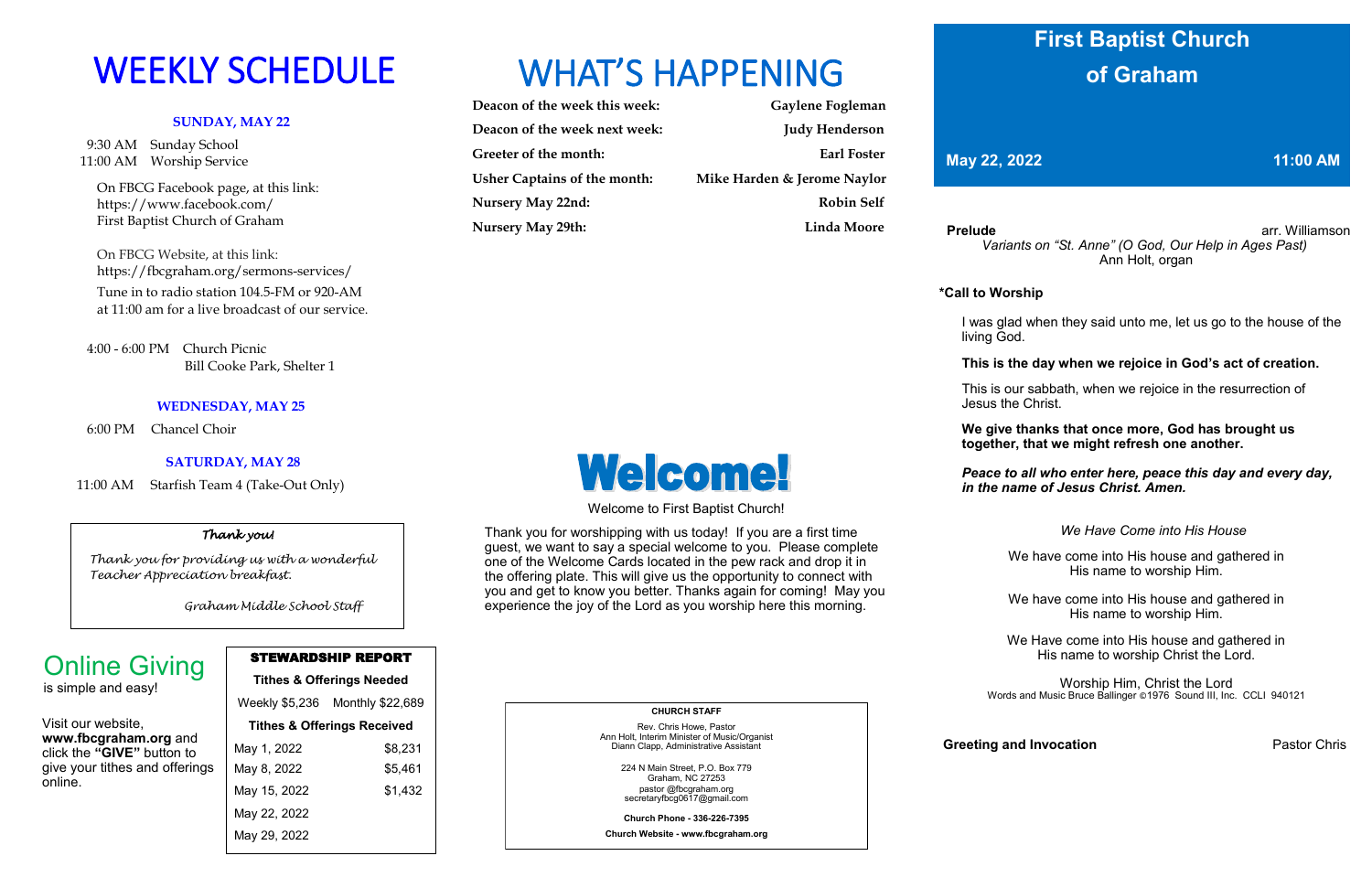# WEEKLY SCHEDULE

### SUNDAY, MAY 22

9:30 AM Sunday School
11:00 AM Worship Service

On FBCG Facebook page, at this link:
https://www.facebook.com/
First Baptist Church of Graham

On FBCG Website, at this link:
https://fbcgraham.org/sermons-services/

Tune in to radio station 104.5-FM or 920-AM at 11:00 am for a live broadcast of our service.

4:00 - 6:00 PM Church Picnic
Bill Cooke Park, Shelter 1

### WEDNESDAY, MAY 25

6:00 PM Chancel Choir

### SATURDAY, MAY 28

11:00 AM Starfish Team 4 (Take-Out Only)

*Thank you!*

*Thank you for providing us with a wonderful Teacher Appreciation breakfast.*

*Graham Middle School Staff*

## Online Giving

is simple and easy!

Visit our website, **www.fbcgraham.org** and click the **"GIVE"** button to give your tithes and offerings online.

| STEWARDSHIP REPORT | |
|---|---|
| **Tithes & Offerings Needed** | |
| Weekly $5,236 | Monthly $22,689 |
| **Tithes & Offerings Received** | |
| May 1, 2022 | $8,231 |
| May 8, 2022 | $5,461 |
| May 15, 2022 | $1,432 |
| May 22, 2022 | |
| May 29, 2022 | |

# WHAT'S HAPPENING

| | |
|---|---|
| **Deacon of the week this week:** | **Gaylene Fogleman** |
| **Deacon of the week next week:** | **Judy Henderson** |
| **Greeter of the month:** | **Earl Foster** |
| **Usher Captains of the month:** | **Mike Harden & Jerome Naylor** |
| **Nursery May 22nd:** | **Robin Self** |
| **Nursery May 29th:** | **Linda Moore** |

## Welcome!

Welcome to First Baptist Church!

Thank you for worshipping with us today! If you are a first time guest, we want to say a special welcome to you. Please complete one of the Welcome Cards located in the pew rack and drop it in the offering plate. This will give us the opportunity to connect with you and get to know you better. Thanks again for coming! May you experience the joy of the Lord as you worship here this morning.

**CHURCH STAFF**

Rev. Chris Howe, Pastor
Ann Holt, Interim Minister of Music/Organist
Diann Clapp, Administrative Assistant

224 N Main Street, P.O. Box 779
Graham, NC 27253
pastor @fbcgraham.org
secretaryfbcg0617@gmail.com

**Church Phone - 336-226-7395**

**Church Website - www.fbcgraham.org**

# First Baptist Church of Graham

**May 22, 2022** **11:00 AM**

**Prelude** arr. Williamson
*Variants on "St. Anne" (O God, Our Help in Ages Past)*
Ann Holt, organ

**\*Call to Worship**

I was glad when they said unto me, let us go to the house of the living God.

**This is the day when we rejoice in God's act of creation.**

This is our sabbath, when we rejoice in the resurrection of Jesus the Christ.

**We give thanks that once more, God has brought us together, that we might refresh one another.**

***Peace to all who enter here, peace this day and every day, in the name of Jesus Christ. Amen.***

*We Have Come into His House*

We have come into His house and gathered in His name to worship Him.

We have come into His house and gathered in His name to worship Him.

We Have come into His house and gathered in His name to worship Christ the Lord.

Worship Him, Christ the Lord
Words and Music Bruce Ballinger ©1976 Sound III, Inc. CCLI 940121

**Greeting and Invocation** Pastor Chris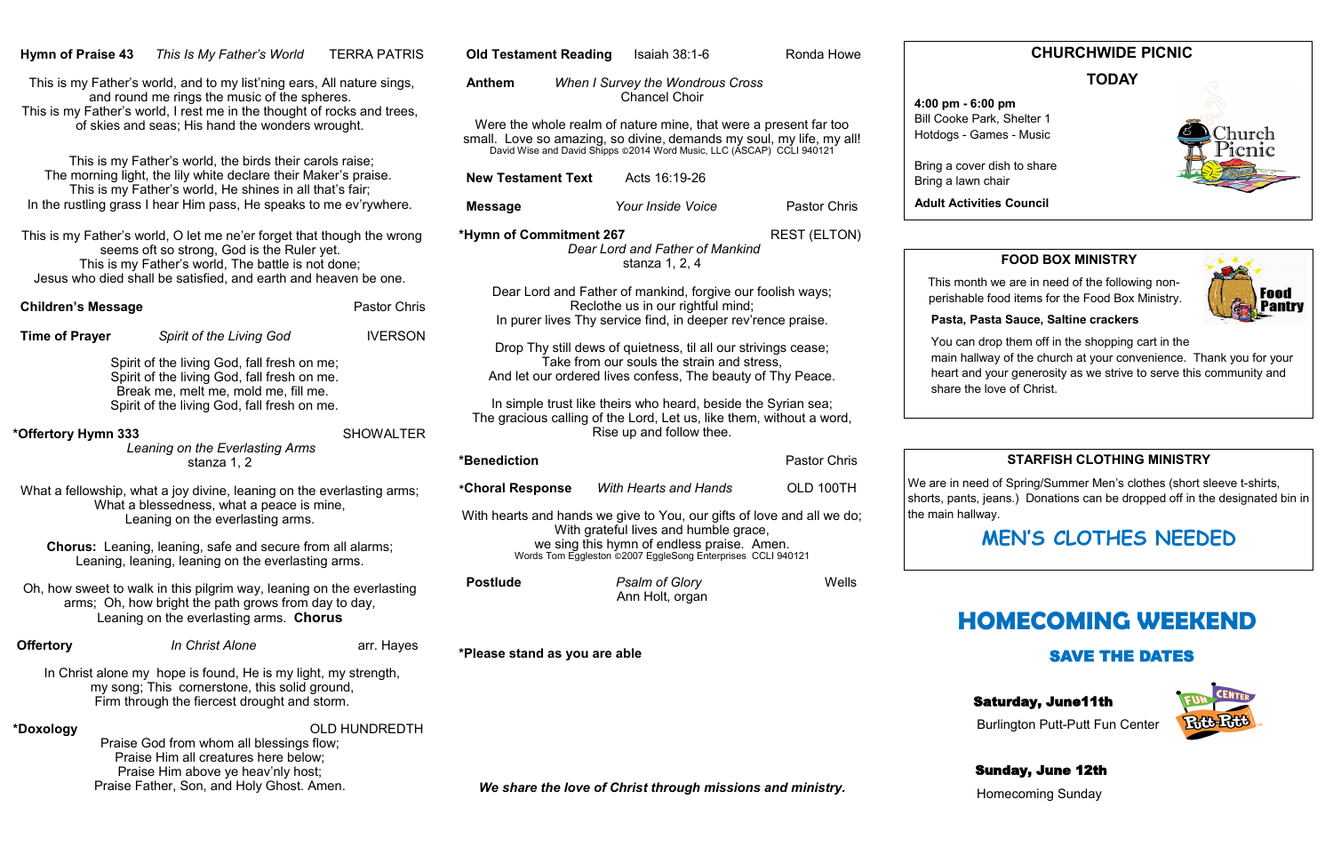**Hymn of Praise 43** *This Is My Father's World* TERRA PATRIS

This is my Father's world, and to my list'ning ears, All nature sings, and round me rings the music of the spheres.
This is my Father's world, I rest me in the thought of rocks and trees, of skies and seas; His hand the wonders wrought.

This is my Father's world, the birds their carols raise;
The morning light, the lily white declare their Maker's praise.
This is my Father's world, He shines in all that's fair;
In the rustling grass I hear Him pass, He speaks to me ev'rywhere.

This is my Father's world, O let me ne'er forget that though the wrong seems oft so strong, God is the Ruler yet.
This is my Father's world, The battle is not done;
Jesus who died shall be satisfied, and earth and heaven be one.

**Children's Message** Pastor Chris

**Time of Prayer** *Spirit of the Living God* IVERSON

Spirit of the living God, fall fresh on me;
Spirit of the living God, fall fresh on me.
Break me, melt me, mold me, fill me.
Spirit of the living God, fall fresh on me.

**\*Offertory Hymn 333** SHOWALTER
*Leaning on the Everlasting Arms*
stanza 1, 2

What a fellowship, what a joy divine, leaning on the everlasting arms;
What a blessedness, what a peace is mine,
Leaning on the everlasting arms.

**Chorus:** Leaning, leaning, safe and secure from all alarms;
Leaning, leaning, leaning on the everlasting arms.

Oh, how sweet to walk in this pilgrim way, leaning on the everlasting arms; Oh, how bright the path grows from day to day,
Leaning on the everlasting arms. **Chorus**

**Offertory** *In Christ Alone* arr. Hayes

In Christ alone my hope is found, He is my light, my strength, my song; This cornerstone, this solid ground,
Firm through the fiercest drought and storm.

**\*Doxology** OLD HUNDREDTH

Praise God from whom all blessings flow;
Praise Him all creatures here below;
Praise Him above ye heav'nly host;
Praise Father, Son, and Holy Ghost. Amen.

**Old Testament Reading** Isaiah 38:1-6 Ronda Howe

**Anthem** *When I Survey the Wondrous Cross*
Chancel Choir

Were the whole realm of nature mine, that were a present far too small. Love so amazing, so divine, demands my soul, my life, my all!
David Wise and David Shipps ©2014 Word Music, LLC (ASCAP) CCLI 940121

**New Testament Text** Acts 16:19-26

**Message** *Your Inside Voice* Pastor Chris

**\*Hymn of Commitment 267** REST (ELTON)
*Dear Lord and Father of Mankind*
stanza 1, 2, 4

Dear Lord and Father of mankind, forgive our foolish ways;
Reclothe us in our rightful mind;
In purer lives Thy service find, in deeper rev'rence praise.

Drop Thy still dews of quietness, til all our strivings cease;
Take from our souls the strain and stress,
And let our ordered lives confess, The beauty of Thy Peace.

In simple trust like theirs who heard, beside the Syrian sea;
The gracious calling of the Lord, Let us, like them, without a word,
Rise up and follow thee.

**\*Benediction** Pastor Chris

**\*Choral Response** *With Hearts and Hands* OLD 100TH

With hearts and hands we give to You, our gifts of love and all we do;
With grateful lives and humble grace,
we sing this hymn of endless praise. Amen.
Words Tom Eggleston ©2007 EggleSong Enterprises CCLI 940121

**Postlude** *Psalm of Glory* Wells
Ann Holt, organ

**\*Please stand as you are able**

***We share the love of Christ through missions and ministry.***

## CHURCHWIDE PICNIC

### TODAY

**4:00 pm - 6:00 pm**
Bill Cooke Park, Shelter 1
Hotdogs - Games - Music

Bring a cover dish to share
Bring a lawn chair

**Adult Activities Council**

## FOOD BOX MINISTRY

This month we are in need of the following non-perishable food items for the Food Box Ministry.

**Pasta, Pasta Sauce, Saltine crackers**

You can drop them off in the shopping cart in the main hallway of the church at your convenience. Thank you for your heart and your generosity as we strive to serve this community and share the love of Christ.

## STARFISH CLOTHING MINISTRY

We are in need of Spring/Summer Men's clothes (short sleeve t-shirts, shorts, pants, jeans.) Donations can be dropped off in the designated bin in the main hallway.

### MEN'S CLOTHES NEEDED

# HOMECOMING WEEKEND

### SAVE THE DATES

**Saturday, June11th**
Burlington Putt-Putt Fun Center

**Sunday, June 12th**
Homecoming Sunday